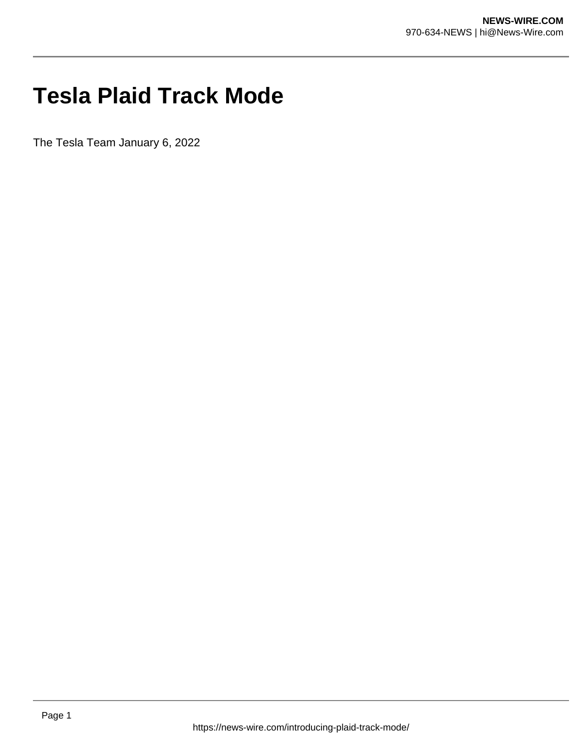# Tesla Plaid Track Mode

The Tesla Team January 6, 2022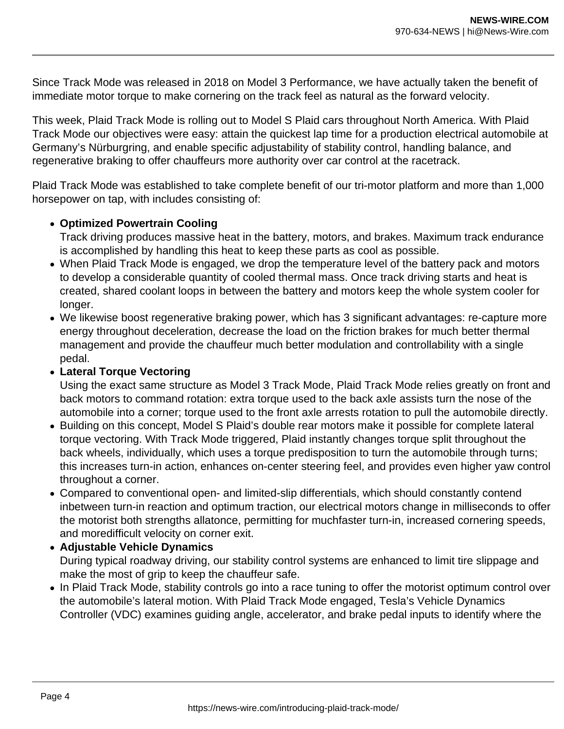Since Track Mode was released in 2018 on Model 3 Performance, we have actually taken the benefit of immediate motor torque to make cornering on the track feel as natural as the forward velocity.

This week, Plaid Track Mode is rolling out to Model S Plaid cars throughout North America. With Plaid Track Mode our objectives were easy: attain the quickest lap time for a production electrical automobile at Germany's Nürburgring, and enable specific adjustability of stability control, handling balance, and regenerative braking to offer chauffeurs more authority over car control at the racetrack.

Plaid Track Mode was established to take complete benefit of our tri-motor platform and more than 1,000 horsepower on tap, with includes consisting of:

- **Optimized Powertrain Cooling**
  Track driving produces massive heat in the battery, motors, and brakes. Maximum track endurance is accomplished by handling this heat to keep these parts as cool as possible.
- When Plaid Track Mode is engaged, we drop the temperature level of the battery pack and motors to develop a considerable quantity of cooled thermal mass. Once track driving starts and heat is created, shared coolant loops in between the battery and motors keep the whole system cooler for longer.
- We likewise boost regenerative braking power, which has 3 significant advantages: re-capture more energy throughout deceleration, decrease the load on the friction brakes for much better thermal management and provide the chauffeur much better modulation and controllability with a single pedal.
- **Lateral Torque Vectoring**
  Using the exact same structure as Model 3 Track Mode, Plaid Track Mode relies greatly on front and back motors to command rotation: extra torque used to the back axle assists turn the nose of the automobile into a corner; torque used to the front axle arrests rotation to pull the automobile directly.
- Building on this concept, Model S Plaid's double rear motors make it possible for complete lateral torque vectoring. With Track Mode triggered, Plaid instantly changes torque split throughout the back wheels, individually, which uses a torque predisposition to turn the automobile through turns; this increases turn-in action, enhances on-center steering feel, and provides even higher yaw control throughout a corner.
- Compared to conventional open- and limited-slip differentials, which should constantly contend inbetween turn-in reaction and optimum traction, our electrical motors change in milliseconds to offer the motorist both strengths allatonce, permitting for muchfaster turn-in, increased cornering speeds, and moredifficult velocity on corner exit.
- **Adjustable Vehicle Dynamics**
  During typical roadway driving, our stability control systems are enhanced to limit tire slippage and make the most of grip to keep the chauffeur safe.
- In Plaid Track Mode, stability controls go into a race tuning to offer the motorist optimum control over the automobile's lateral motion. With Plaid Track Mode engaged, Tesla's Vehicle Dynamics Controller (VDC) examines guiding angle, accelerator, and brake pedal inputs to identify where the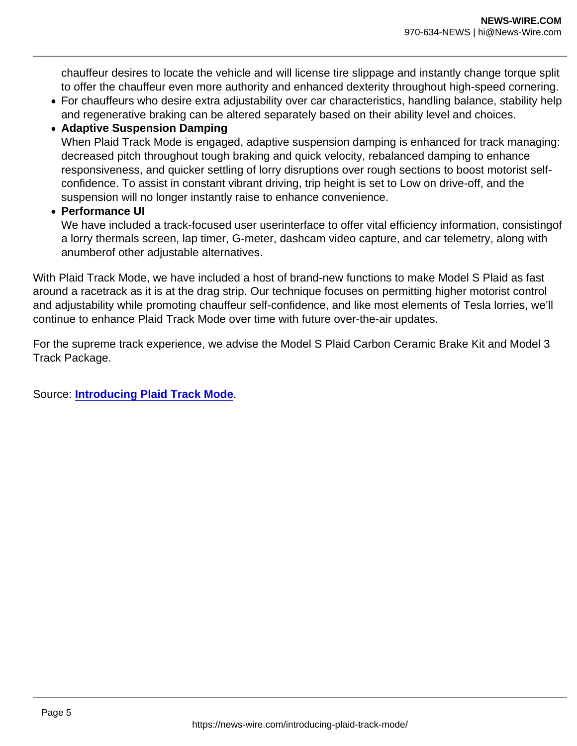chauffeur desires to locate the vehicle and will license tire slippage and instantly change torque split to offer the chauffeur even more authority and enhanced dexterity throughout high-speed cornering.
- For chauffeurs who desire extra adjustability over car characteristics, handling balance, stability help and regenerative braking can be altered separately based on their ability level and choices.
- **Adaptive Suspension Damping**
  When Plaid Track Mode is engaged, adaptive suspension damping is enhanced for track managing: decreased pitch throughout tough braking and quick velocity, rebalanced damping to enhance responsiveness, and quicker settling of lorry disruptions over rough sections to boost motorist self-confidence. To assist in constant vibrant driving, trip height is set to Low on drive-off, and the suspension will no longer instantly raise to enhance convenience.
- **Performance UI**
  We have included a track-focused user userinterface to offer vital efficiency information, consistingof a lorry thermals screen, lap timer, G-meter, dashcam video capture, and car telemetry, along with anumberof other adjustable alternatives.

With Plaid Track Mode, we have included a host of brand-new functions to make Model S Plaid as fast around a racetrack as it is at the drag strip. Our technique focuses on permitting higher motorist control and adjustability while promoting chauffeur self-confidence, and like most elements of Tesla lorries, we'll continue to enhance Plaid Track Mode over time with future over-the-air updates.

For the supreme track experience, we advise the Model S Plaid Carbon Ceramic Brake Kit and Model 3 Track Package.

Source: [Introducing Plaid Track Mode](https://news-wire.com/introducing-plaid-track-mode/).